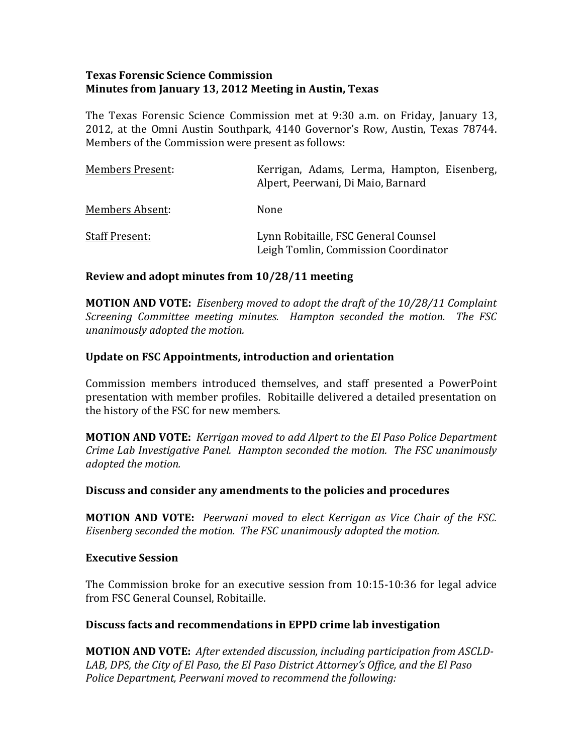**Texas Forensic Science Commission**
**Minutes from January 13, 2012 Meeting in Austin, Texas**

The Texas Forensic Science Commission met at 9:30 a.m. on Friday, January 13, 2012, at the Omni Austin Southpark, 4140 Governor's Row, Austin, Texas 78744. Members of the Commission were present as follows:

| | |
|---|---|
| Members Present: | Kerrigan, Adams, Lerma, Hampton, Eisenberg, Alpert, Peerwani, Di Maio, Barnard |
| Members Absent: | None |
| Staff Present: | Lynn Robitaille, FSC General Counsel<br>Leigh Tomlin, Commission Coordinator |

**Review and adopt minutes from 10/28/11 meeting**

**MOTION AND VOTE:** *Eisenberg moved to adopt the draft of the 10/28/11 Complaint Screening Committee meeting minutes. Hampton seconded the motion. The FSC unanimously adopted the motion.*

**Update on FSC Appointments, introduction and orientation**

Commission members introduced themselves, and staff presented a PowerPoint presentation with member profiles. Robitaille delivered a detailed presentation on the history of the FSC for new members.

**MOTION AND VOTE:** *Kerrigan moved to add Alpert to the El Paso Police Department Crime Lab Investigative Panel. Hampton seconded the motion. The FSC unanimously adopted the motion.*

**Discuss and consider any amendments to the policies and procedures**

**MOTION AND VOTE:** *Peerwani moved to elect Kerrigan as Vice Chair of the FSC. Eisenberg seconded the motion. The FSC unanimously adopted the motion.*

**Executive Session**

The Commission broke for an executive session from 10:15-10:36 for legal advice from FSC General Counsel, Robitaille.

**Discuss facts and recommendations in EPPD crime lab investigation**

**MOTION AND VOTE:** *After extended discussion, including participation from ASCLD-LAB, DPS, the City of El Paso, the El Paso District Attorney's Office, and the El Paso Police Department, Peerwani moved to recommend the following:*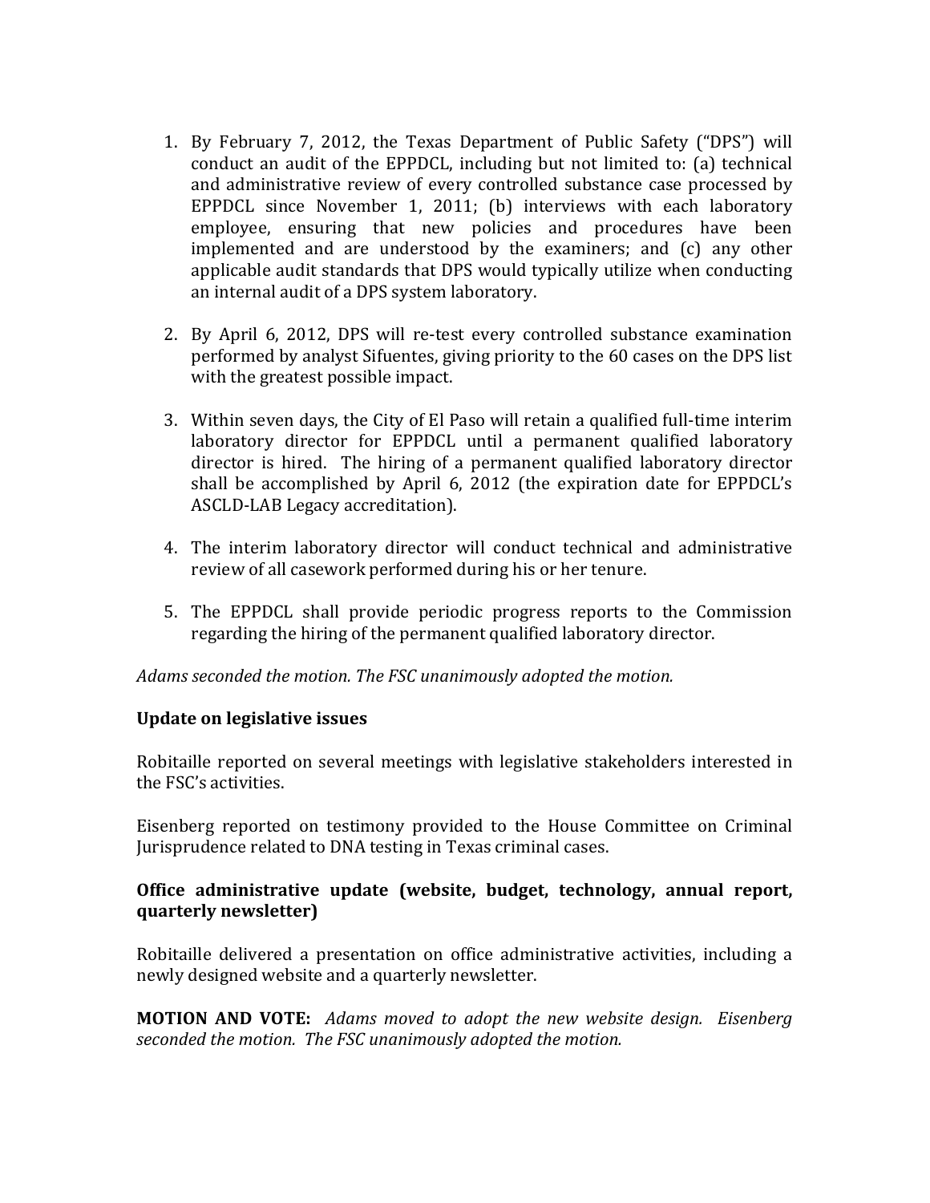1. By February 7, 2012, the Texas Department of Public Safety ("DPS") will conduct an audit of the EPPDCL, including but not limited to: (a) technical and administrative review of every controlled substance case processed by EPPDCL since November 1, 2011; (b) interviews with each laboratory employee, ensuring that new policies and procedures have been implemented and are understood by the examiners; and (c) any other applicable audit standards that DPS would typically utilize when conducting an internal audit of a DPS system laboratory.

2. By April 6, 2012, DPS will re-test every controlled substance examination performed by analyst Sifuentes, giving priority to the 60 cases on the DPS list with the greatest possible impact.

3. Within seven days, the City of El Paso will retain a qualified full-time interim laboratory director for EPPDCL until a permanent qualified laboratory director is hired. The hiring of a permanent qualified laboratory director shall be accomplished by April 6, 2012 (the expiration date for EPPDCL's ASCLD-LAB Legacy accreditation).

4. The interim laboratory director will conduct technical and administrative review of all casework performed during his or her tenure.

5. The EPPDCL shall provide periodic progress reports to the Commission regarding the hiring of the permanent qualified laboratory director.

*Adams seconded the motion. The FSC unanimously adopted the motion.*

**Update on legislative issues**

Robitaille reported on several meetings with legislative stakeholders interested in the FSC's activities.

Eisenberg reported on testimony provided to the House Committee on Criminal Jurisprudence related to DNA testing in Texas criminal cases.

**Office administrative update (website, budget, technology, annual report, quarterly newsletter)**

Robitaille delivered a presentation on office administrative activities, including a newly designed website and a quarterly newsletter.

**MOTION AND VOTE:** *Adams moved to adopt the new website design. Eisenberg seconded the motion. The FSC unanimously adopted the motion.*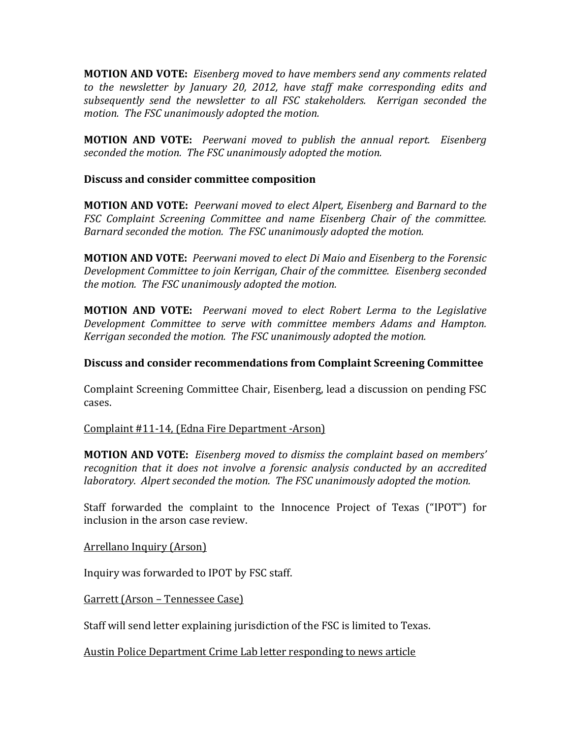**MOTION AND VOTE:** *Eisenberg moved to have members send any comments related to the newsletter by January 20, 2012, have staff make corresponding edits and subsequently send the newsletter to all FSC stakeholders. Kerrigan seconded the motion. The FSC unanimously adopted the motion.*

**MOTION AND VOTE:** *Peerwani moved to publish the annual report. Eisenberg seconded the motion. The FSC unanimously adopted the motion.*

### Discuss and consider committee composition

**MOTION AND VOTE:** *Peerwani moved to elect Alpert, Eisenberg and Barnard to the FSC Complaint Screening Committee and name Eisenberg Chair of the committee. Barnard seconded the motion. The FSC unanimously adopted the motion.*

**MOTION AND VOTE:** *Peerwani moved to elect Di Maio and Eisenberg to the Forensic Development Committee to join Kerrigan, Chair of the committee. Eisenberg seconded the motion. The FSC unanimously adopted the motion.*

**MOTION AND VOTE:** *Peerwani moved to elect Robert Lerma to the Legislative Development Committee to serve with committee members Adams and Hampton. Kerrigan seconded the motion. The FSC unanimously adopted the motion.*

### Discuss and consider recommendations from Complaint Screening Committee

Complaint Screening Committee Chair, Eisenberg, lead a discussion on pending FSC cases.

<u>Complaint #11-14, (Edna Fire Department -Arson)</u>

**MOTION AND VOTE:** *Eisenberg moved to dismiss the complaint based on members' recognition that it does not involve a forensic analysis conducted by an accredited laboratory. Alpert seconded the motion. The FSC unanimously adopted the motion.*

Staff forwarded the complaint to the Innocence Project of Texas ("IPOT") for inclusion in the arson case review.

<u>Arrellano Inquiry (Arson)</u>

Inquiry was forwarded to IPOT by FSC staff.

<u>Garrett (Arson – Tennessee Case)</u>

Staff will send letter explaining jurisdiction of the FSC is limited to Texas.

<u>Austin Police Department Crime Lab letter responding to news article</u>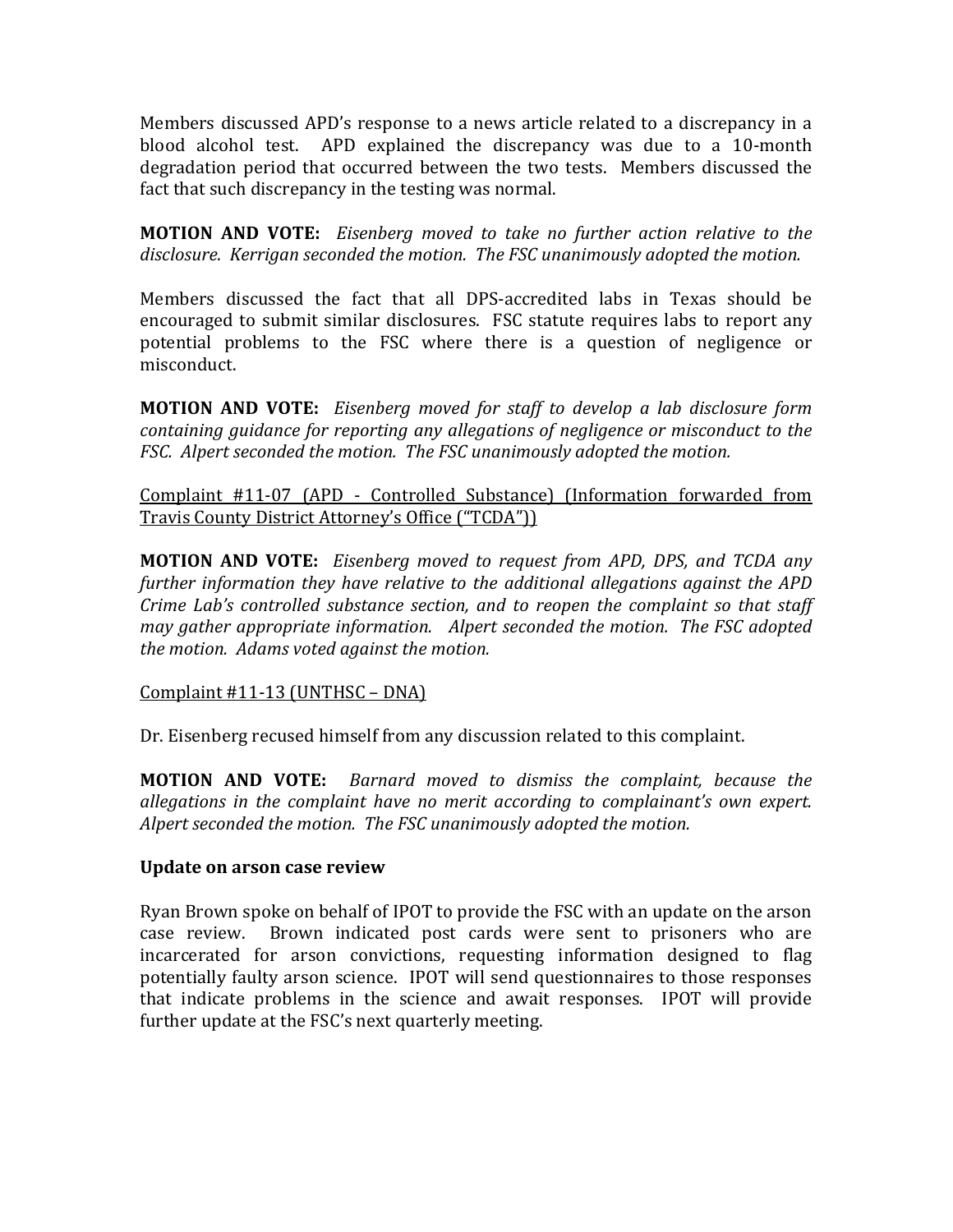Members discussed APD's response to a news article related to a discrepancy in a blood alcohol test. APD explained the discrepancy was due to a 10-month degradation period that occurred between the two tests. Members discussed the fact that such discrepancy in the testing was normal.

**MOTION AND VOTE:** *Eisenberg moved to take no further action relative to the disclosure. Kerrigan seconded the motion. The FSC unanimously adopted the motion.*

Members discussed the fact that all DPS-accredited labs in Texas should be encouraged to submit similar disclosures. FSC statute requires labs to report any potential problems to the FSC where there is a question of negligence or misconduct.

**MOTION AND VOTE:** *Eisenberg moved for staff to develop a lab disclosure form containing guidance for reporting any allegations of negligence or misconduct to the FSC. Alpert seconded the motion. The FSC unanimously adopted the motion.*

<u>Complaint #11-07 (APD - Controlled Substance) (Information forwarded from Travis County District Attorney's Office ("TCDA"))</u>

**MOTION AND VOTE:** *Eisenberg moved to request from APD, DPS, and TCDA any further information they have relative to the additional allegations against the APD Crime Lab's controlled substance section, and to reopen the complaint so that staff may gather appropriate information. Alpert seconded the motion. The FSC adopted the motion. Adams voted against the motion.*

<u>Complaint #11-13 (UNTHSC – DNA)</u>

Dr. Eisenberg recused himself from any discussion related to this complaint.

**MOTION AND VOTE:** *Barnard moved to dismiss the complaint, because the allegations in the complaint have no merit according to complainant's own expert. Alpert seconded the motion. The FSC unanimously adopted the motion.*

**Update on arson case review**

Ryan Brown spoke on behalf of IPOT to provide the FSC with an update on the arson case review. Brown indicated post cards were sent to prisoners who are incarcerated for arson convictions, requesting information designed to flag potentially faulty arson science. IPOT will send questionnaires to those responses that indicate problems in the science and await responses. IPOT will provide further update at the FSC's next quarterly meeting.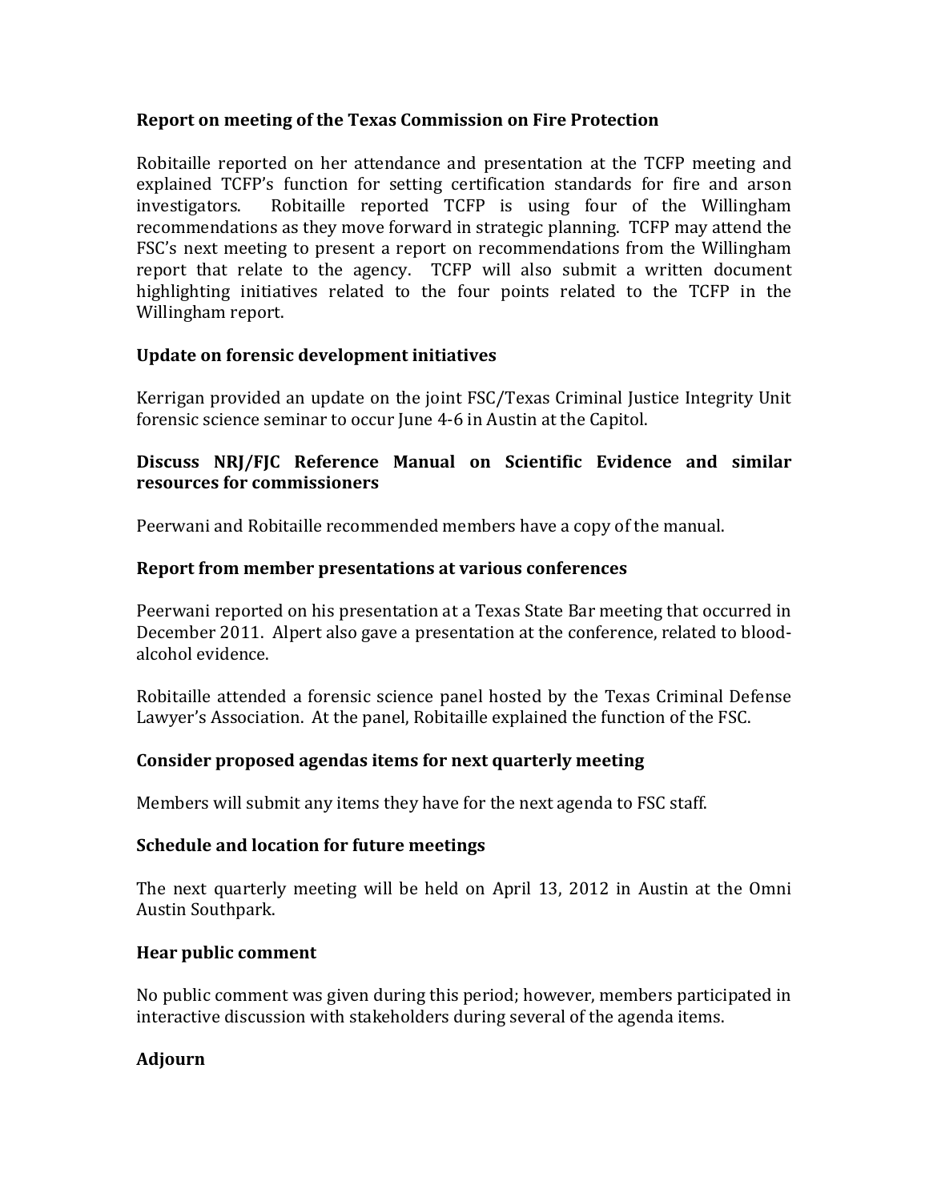**Report on meeting of the Texas Commission on Fire Protection**

Robitaille reported on her attendance and presentation at the TCFP meeting and explained TCFP's function for setting certification standards for fire and arson investigators. Robitaille reported TCFP is using four of the Willingham recommendations as they move forward in strategic planning. TCFP may attend the FSC's next meeting to present a report on recommendations from the Willingham report that relate to the agency. TCFP will also submit a written document highlighting initiatives related to the four points related to the TCFP in the Willingham report.

**Update on forensic development initiatives**

Kerrigan provided an update on the joint FSC/Texas Criminal Justice Integrity Unit forensic science seminar to occur June 4-6 in Austin at the Capitol.

**Discuss NRJ/FJC Reference Manual on Scientific Evidence and similar resources for commissioners**

Peerwani and Robitaille recommended members have a copy of the manual.

**Report from member presentations at various conferences**

Peerwani reported on his presentation at a Texas State Bar meeting that occurred in December 2011. Alpert also gave a presentation at the conference, related to blood-alcohol evidence.

Robitaille attended a forensic science panel hosted by the Texas Criminal Defense Lawyer's Association. At the panel, Robitaille explained the function of the FSC.

**Consider proposed agendas items for next quarterly meeting**

Members will submit any items they have for the next agenda to FSC staff.

**Schedule and location for future meetings**

The next quarterly meeting will be held on April 13, 2012 in Austin at the Omni Austin Southpark.

**Hear public comment**

No public comment was given during this period; however, members participated in interactive discussion with stakeholders during several of the agenda items.

**Adjourn**